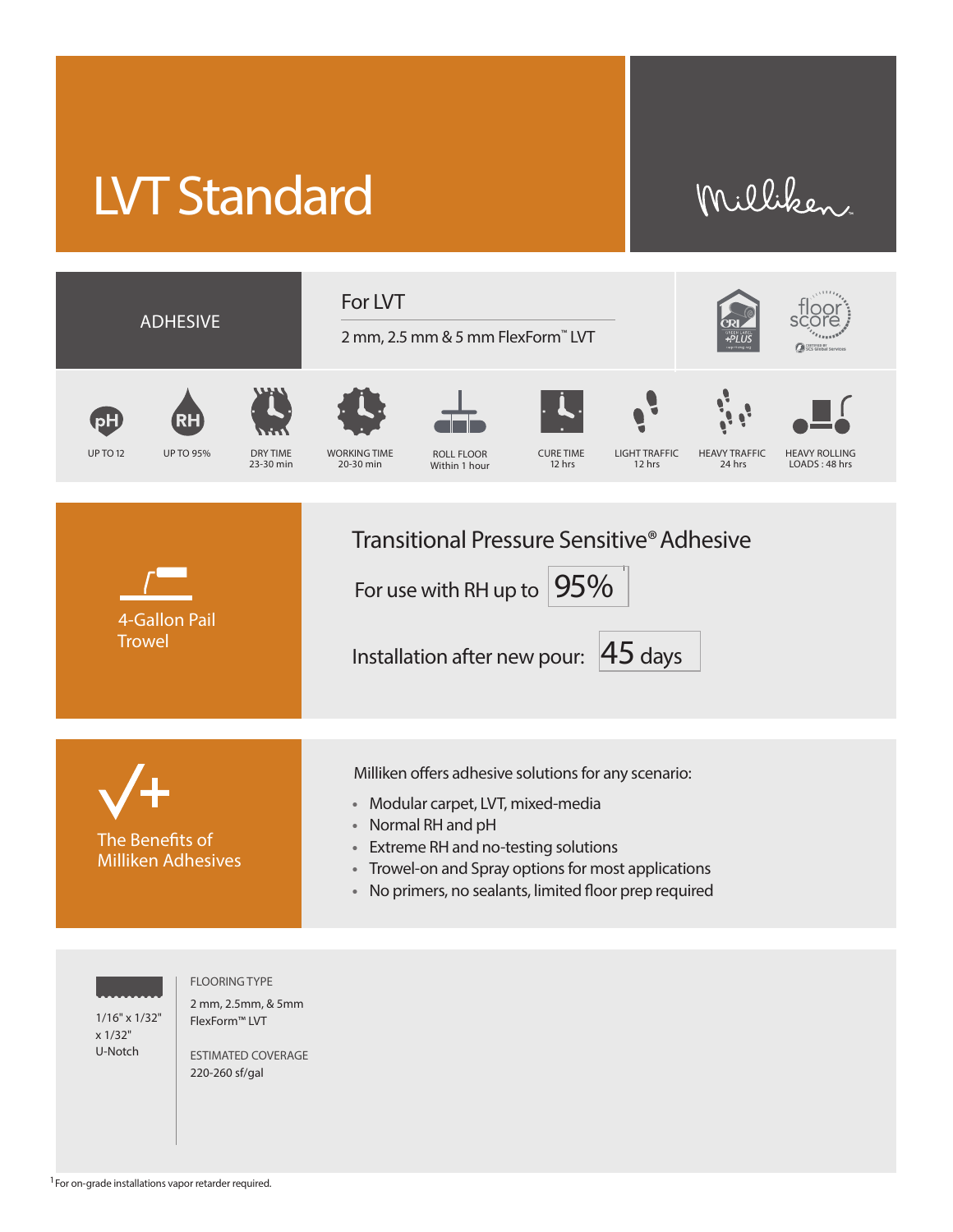# LVT Standard

Milliken

| ADHESIVE | For LVT |
|---|---|
| | 2 mm, 2.5 mm & 5 mm FlexForm™ LVT |

| pH | RH | DRY TIME | WORKING TIME | ROLL FLOOR | CURE TIME | LIGHT TRAFFIC | HEAVY TRAFFIC | HEAVY ROLLING LOADS |
|---|---|---|---|---|---|---|---|---|
| UP TO 12 | UP TO 95% | 23-30 min | 20-30 min | Within 1 hour | 12 hrs | 12 hrs | 24 hrs | 48 hrs |

## 4-Gallon Pail Trowel

### Transitional Pressure Sensitive® Adhesive

For use with RH up to 95%[1]

Installation after new pour: 45 days

## The Benefits of Milliken Adhesives

Milliken offers adhesive solutions for any scenario:

- Modular carpet, LVT, mixed-media
- Normal RH and pH
- Extreme RH and no-testing solutions
- Trowel-on and Spray options for most applications
- No primers, no sealants, limited floor prep required

1/16" x 1/32" x 1/32" U-Notch

FLOORING TYPE

2 mm, 2.5mm, & 5mm FlexForm™ LVT

ESTIMATED COVERAGE

220-260 sf/gal

[1] For on-grade installations vapor retarder required.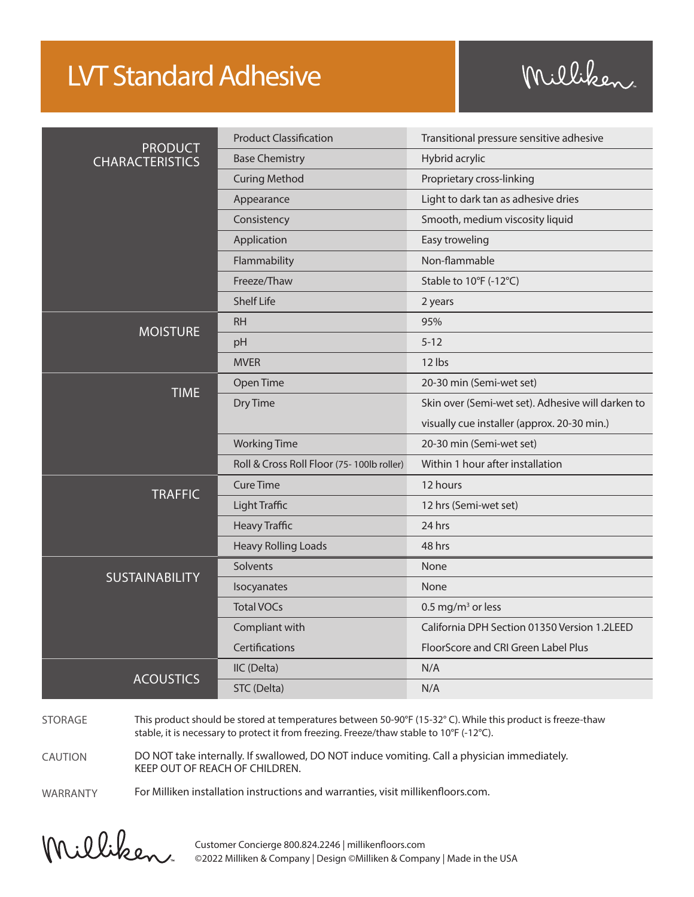# LVT Standard Adhesive

Milliken

| | | |
|---|---|---|
| PRODUCT CHARACTERISTICS | Product Classification | Transitional pressure sensitive adhesive |
| | Base Chemistry | Hybrid acrylic |
| | Curing Method | Proprietary cross-linking |
| | Appearance | Light to dark tan as adhesive dries |
| | Consistency | Smooth, medium viscosity liquid |
| | Application | Easy troweling |
| | Flammability | Non-flammable |
| | Freeze/Thaw | Stable to 10°F (-12°C) |
| | Shelf Life | 2 years |
| MOISTURE | RH | 95% |
| | pH | 5-12 |
| | MVER | 12 lbs |
| TIME | Open Time | 20-30 min (Semi-wet set) |
| | Dry Time | Skin over (Semi-wet set). Adhesive will darken to visually cue installer (approx. 20-30 min.) |
| | Working Time | 20-30 min (Semi-wet set) |
| | Roll & Cross Roll Floor (75- 100lb roller) | Within 1 hour after installation |
| TRAFFIC | Cure Time | 12 hours |
| | Light Traffic | 12 hrs (Semi-wet set) |
| | Heavy Traffic | 24 hrs |
| | Heavy Rolling Loads | 48 hrs |
| SUSTAINABILITY | Solvents | None |
| | Isocyanates | None |
| | Total VOCs | 0.5 mg/m$^3$ or less |
| | Compliant with | California DPH Section 01350 Version 1.2LEED |
| | Certifications | FloorScore and CRI Green Label Plus |
| ACOUSTICS | IIC (Delta) | N/A |
| | STC (Delta) | N/A |

**STORAGE** This product should be stored at temperatures between 50-90°F (15-32° C). While this product is freeze-thaw stable, it is necessary to protect it from freezing. Freeze/thaw stable to 10°F (-12°C).

**CAUTION** DO NOT take internally. If swallowed, DO NOT induce vomiting. Call a physician immediately. KEEP OUT OF REACH OF CHILDREN.

**WARRANTY** For Milliken installation instructions and warranties, visit millikenfloors.com.

Milliken

Customer Concierge 800.824.2246 | millikenfloors.com
©2022 Milliken & Company | Design ©Milliken & Company | Made in the USA